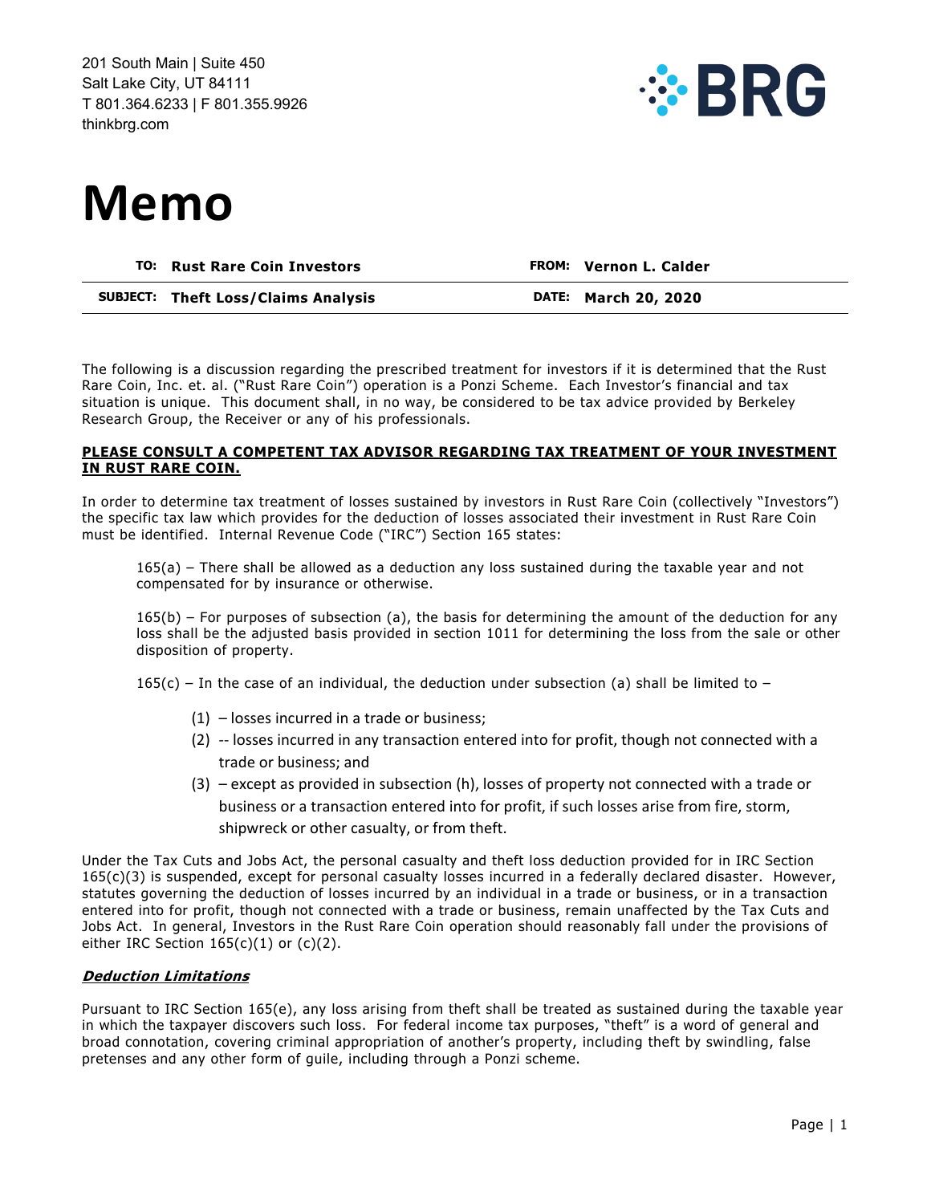201 South Main | Suite 450
Salt Lake City, UT 84111
T 801.364.6233 | F 801.355.9926
thinkbrg.com

BRG

# Memo

| TO: Rust Rare Coin Investors | FROM: Vernon L. Calder |
|---|---|
| SUBJECT: Theft Loss/Claims Analysis | DATE: March 20, 2020 |

The following is a discussion regarding the prescribed treatment for investors if it is determined that the Rust Rare Coin, Inc. et. al. ("Rust Rare Coin") operation is a Ponzi Scheme. Each Investor's financial and tax situation is unique. This document shall, in no way, be considered to be tax advice provided by Berkeley Research Group, the Receiver or any of his professionals.

**PLEASE CONSULT A COMPETENT TAX ADVISOR REGARDING TAX TREATMENT OF YOUR INVESTMENT IN RUST RARE COIN.**

In order to determine tax treatment of losses sustained by investors in Rust Rare Coin (collectively "Investors") the specific tax law which provides for the deduction of losses associated their investment in Rust Rare Coin must be identified. Internal Revenue Code ("IRC") Section 165 states:

> 165(a) – There shall be allowed as a deduction any loss sustained during the taxable year and not compensated for by insurance or otherwise.
>
> 165(b) – For purposes of subsection (a), the basis for determining the amount of the deduction for any loss shall be the adjusted basis provided in section 1011 for determining the loss from the sale or other disposition of property.
>
> 165(c) – In the case of an individual, the deduction under subsection (a) shall be limited to –
>
> (1) – losses incurred in a trade or business;
> (2) -- losses incurred in any transaction entered into for profit, though not connected with a trade or business; and
> (3) – except as provided in subsection (h), losses of property not connected with a trade or business or a transaction entered into for profit, if such losses arise from fire, storm, shipwreck or other casualty, or from theft.

Under the Tax Cuts and Jobs Act, the personal casualty and theft loss deduction provided for in IRC Section 165(c)(3) is suspended, except for personal casualty losses incurred in a federally declared disaster. However, statutes governing the deduction of losses incurred by an individual in a trade or business, or in a transaction entered into for profit, though not connected with a trade or business, remain unaffected by the Tax Cuts and Jobs Act. In general, Investors in the Rust Rare Coin operation should reasonably fall under the provisions of either IRC Section 165(c)(1) or (c)(2).

### ***Deduction Limitations***

Pursuant to IRC Section 165(e), any loss arising from theft shall be treated as sustained during the taxable year in which the taxpayer discovers such loss. For federal income tax purposes, "theft" is a word of general and broad connotation, covering criminal appropriation of another's property, including theft by swindling, false pretenses and any other form of guile, including through a Ponzi scheme.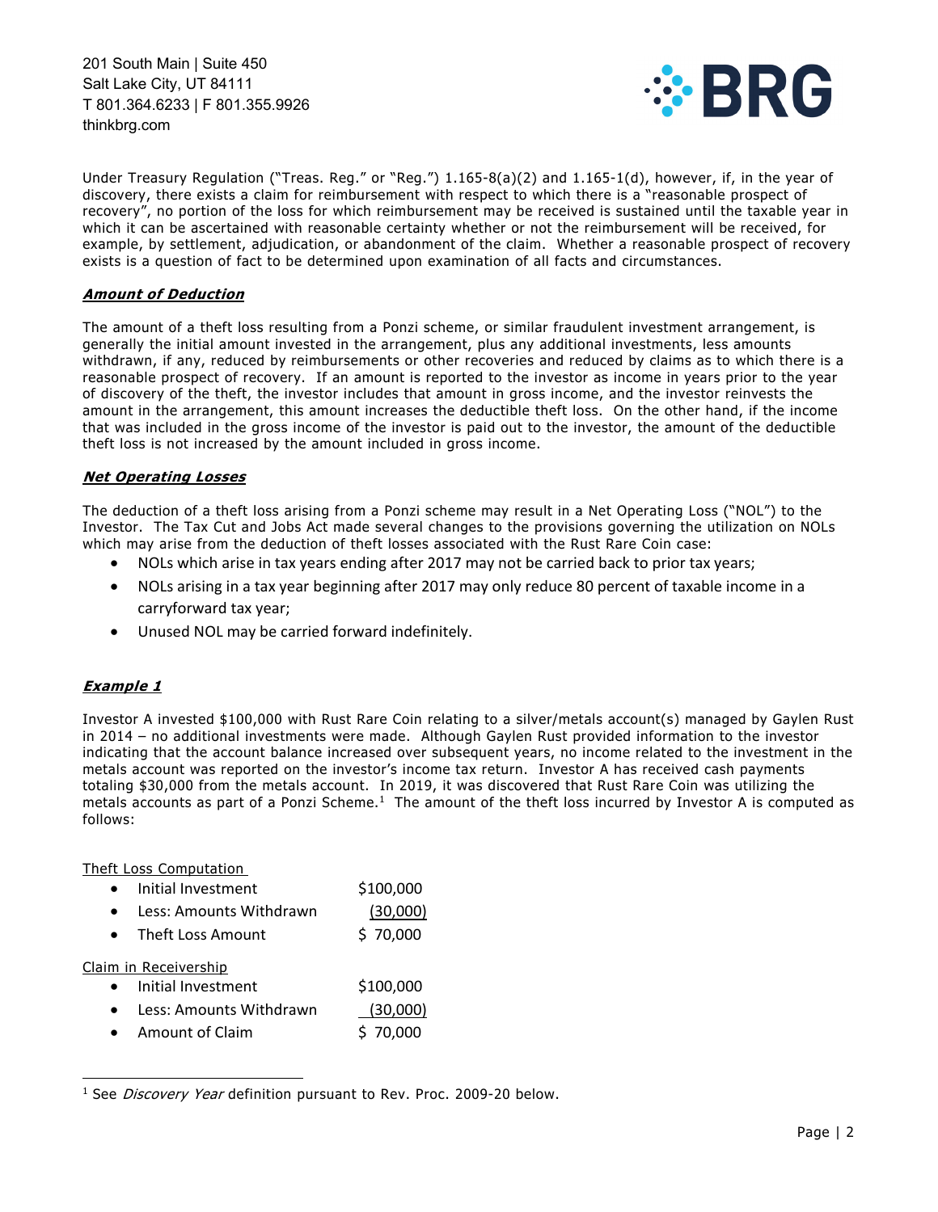Under Treasury Regulation ("Treas. Reg." or "Reg.") 1.165-8(a)(2) and 1.165-1(d), however, if, in the year of discovery, there exists a claim for reimbursement with respect to which there is a "reasonable prospect of recovery", no portion of the loss for which reimbursement may be received is sustained until the taxable year in which it can be ascertained with reasonable certainty whether or not the reimbursement will be received, for example, by settlement, adjudication, or abandonment of the claim. Whether a reasonable prospect of recovery exists is a question of fact to be determined upon examination of all facts and circumstances.

***Amount of Deduction***

The amount of a theft loss resulting from a Ponzi scheme, or similar fraudulent investment arrangement, is generally the initial amount invested in the arrangement, plus any additional investments, less amounts withdrawn, if any, reduced by reimbursements or other recoveries and reduced by claims as to which there is a reasonable prospect of recovery. If an amount is reported to the investor as income in years prior to the year of discovery of the theft, the investor includes that amount in gross income, and the investor reinvests the amount in the arrangement, this amount increases the deductible theft loss. On the other hand, if the income that was included in the gross income of the investor is paid out to the investor, the amount of the deductible theft loss is not increased by the amount included in gross income.

***Net Operating Losses***

The deduction of a theft loss arising from a Ponzi scheme may result in a Net Operating Loss ("NOL") to the Investor. The Tax Cut and Jobs Act made several changes to the provisions governing the utilization on NOLs which may arise from the deduction of theft losses associated with the Rust Rare Coin case:

- NOLs which arise in tax years ending after 2017 may not be carried back to prior tax years;
- NOLs arising in a tax year beginning after 2017 may only reduce 80 percent of taxable income in a carryforward tax year;
- Unused NOL may be carried forward indefinitely.

***Example 1***

Investor A invested $100,000 with Rust Rare Coin relating to a silver/metals account(s) managed by Gaylen Rust in 2014 – no additional investments were made. Although Gaylen Rust provided information to the investor indicating that the account balance increased over subsequent years, no income related to the investment in the metals account was reported on the investor's income tax return. Investor A has received cash payments totaling $30,000 from the metals account. In 2019, it was discovered that Rust Rare Coin was utilizing the metals accounts as part of a Ponzi Scheme.[1] The amount of the theft loss incurred by Investor A is computed as follows:

Theft Loss Computation

| | |
|---|---|
| Initial Investment | $100,000 |
| Less: Amounts Withdrawn | (30,000) |
| Theft Loss Amount | $ 70,000 |

Claim in Receivership

| | |
|---|---|
| Initial Investment | $100,000 |
| Less: Amounts Withdrawn | (30,000) |
| Amount of Claim | $ 70,000 |

[1] See *Discovery Year* definition pursuant to Rev. Proc. 2009-20 below.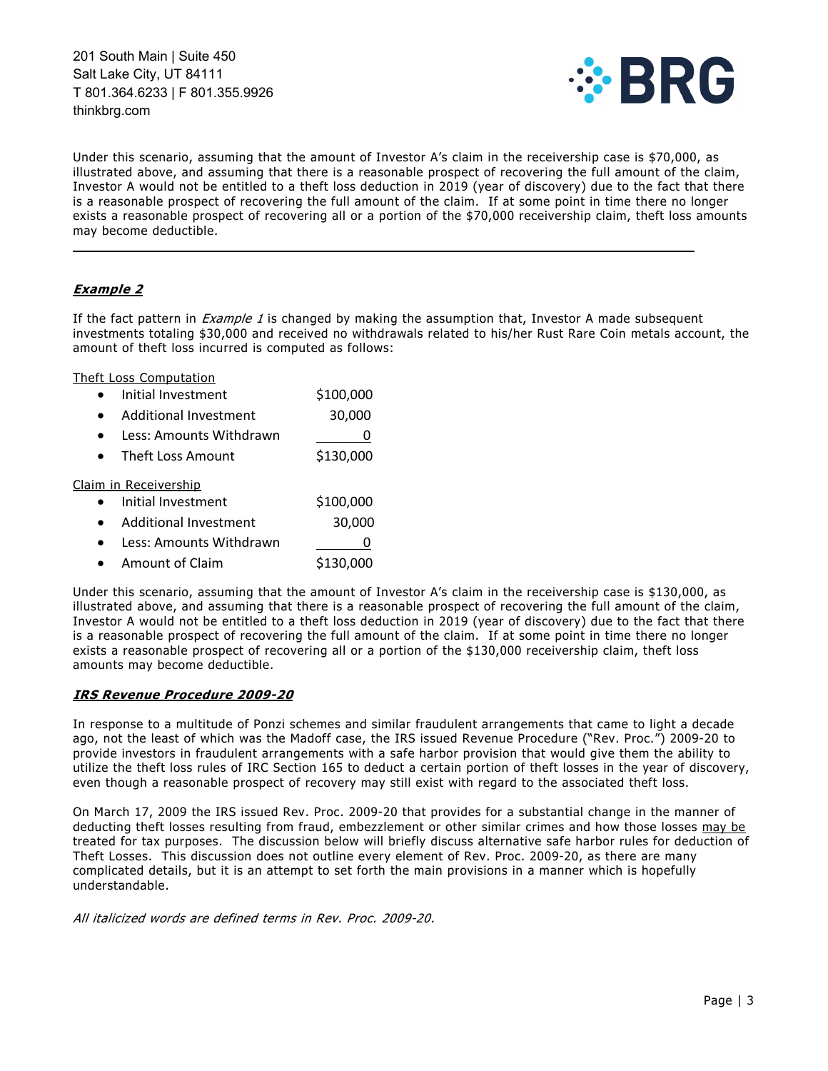Under this scenario, assuming that the amount of Investor A's claim in the receivership case is $70,000, as illustrated above, and assuming that there is a reasonable prospect of recovering the full amount of the claim, Investor A would not be entitled to a theft loss deduction in 2019 (year of discovery) due to the fact that there is a reasonable prospect of recovering the full amount of the claim. If at some point in time there no longer exists a reasonable prospect of recovering all or a portion of the $70,000 receivership claim, theft loss amounts may become deductible.

---

***Example 2***

If the fact pattern in *Example 1* is changed by making the assumption that, Investor A made subsequent investments totaling $30,000 and received no withdrawals related to his/her Rust Rare Coin metals account, the amount of theft loss incurred is computed as follows:

Theft Loss Computation

| | |
|---|---|
| • Initial Investment | $100,000 |
| • Additional Investment | 30,000 |
| • Less: Amounts Withdrawn | 0 |
| • Theft Loss Amount | $130,000 |

Claim in Receivership

| | |
|---|---|
| • Initial Investment | $100,000 |
| • Additional Investment | 30,000 |
| • Less: Amounts Withdrawn | 0 |
| • Amount of Claim | $130,000 |

Under this scenario, assuming that the amount of Investor A's claim in the receivership case is $130,000, as illustrated above, and assuming that there is a reasonable prospect of recovering the full amount of the claim, Investor A would not be entitled to a theft loss deduction in 2019 (year of discovery) due to the fact that there is a reasonable prospect of recovering the full amount of the claim. If at some point in time there no longer exists a reasonable prospect of recovering all or a portion of the $130,000 receivership claim, theft loss amounts may become deductible.

***IRS Revenue Procedure 2009-20***

In response to a multitude of Ponzi schemes and similar fraudulent arrangements that came to light a decade ago, not the least of which was the Madoff case, the IRS issued Revenue Procedure ("Rev. Proc.") 2009-20 to provide investors in fraudulent arrangements with a safe harbor provision that would give them the ability to utilize the theft loss rules of IRC Section 165 to deduct a certain portion of theft losses in the year of discovery, even though a reasonable prospect of recovery may still exist with regard to the associated theft loss.

On March 17, 2009 the IRS issued Rev. Proc. 2009-20 that provides for a substantial change in the manner of deducting theft losses resulting from fraud, embezzlement or other similar crimes and how those losses may be treated for tax purposes. The discussion below will briefly discuss alternative safe harbor rules for deduction of Theft Losses. This discussion does not outline every element of Rev. Proc. 2009-20, as there are many complicated details, but it is an attempt to set forth the main provisions in a manner which is hopefully understandable.

*All italicized words are defined terms in Rev. Proc. 2009-20.*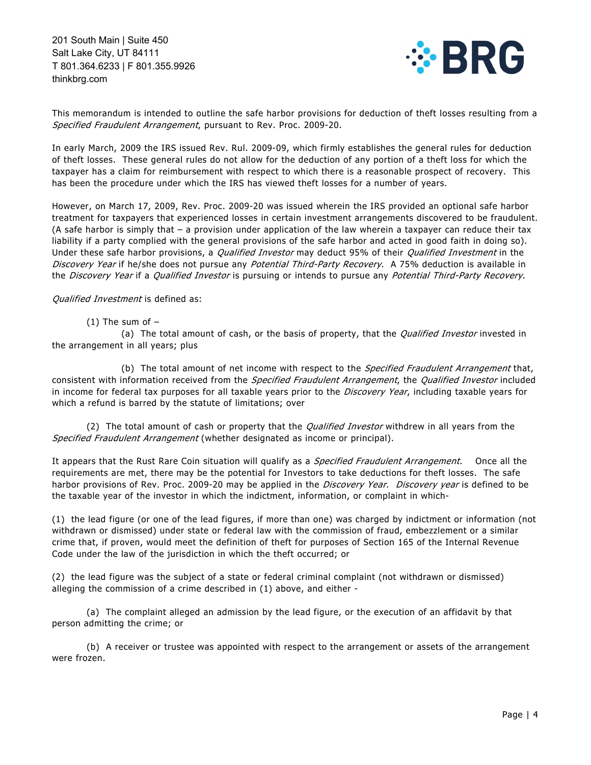201 South Main | Suite 450
Salt Lake City, UT 84111
T 801.364.6233 | F 801.355.9926
thinkbrg.com

This memorandum is intended to outline the safe harbor provisions for deduction of theft losses resulting from a *Specified Fraudulent Arrangement*, pursuant to Rev. Proc. 2009-20.

In early March, 2009 the IRS issued Rev. Rul. 2009-09, which firmly establishes the general rules for deduction of theft losses. These general rules do not allow for the deduction of any portion of a theft loss for which the taxpayer has a claim for reimbursement with respect to which there is a reasonable prospect of recovery. This has been the procedure under which the IRS has viewed theft losses for a number of years.

However, on March 17, 2009, Rev. Proc. 2009-20 was issued wherein the IRS provided an optional safe harbor treatment for taxpayers that experienced losses in certain investment arrangements discovered to be fraudulent. (A safe harbor is simply that – a provision under application of the law wherein a taxpayer can reduce their tax liability if a party complied with the general provisions of the safe harbor and acted in good faith in doing so). Under these safe harbor provisions, a *Qualified Investor* may deduct 95% of their *Qualified Investment* in the *Discovery Year* if he/she does not pursue any *Potential Third-Party Recovery*. A 75% deduction is available in the *Discovery Year* if a *Qualified Investor* is pursuing or intends to pursue any *Potential Third-Party Recovery*.

*Qualified Investment* is defined as:

(1) The sum of –

(a) The total amount of cash, or the basis of property, that the *Qualified Investor* invested in the arrangement in all years; plus

(b) The total amount of net income with respect to the *Specified Fraudulent Arrangement* that, consistent with information received from the *Specified Fraudulent Arrangement*, the *Qualified Investor* included in income for federal tax purposes for all taxable years prior to the *Discovery Year*, including taxable years for which a refund is barred by the statute of limitations; over

(2) The total amount of cash or property that the *Qualified Investor* withdrew in all years from the *Specified Fraudulent Arrangement* (whether designated as income or principal).

It appears that the Rust Rare Coin situation will qualify as a *Specified Fraudulent Arrangement*. Once all the requirements are met, there may be the potential for Investors to take deductions for theft losses. The safe harbor provisions of Rev. Proc. 2009-20 may be applied in the *Discovery Year*. *Discovery year* is defined to be the taxable year of the investor in which the indictment, information, or complaint in which-

(1) the lead figure (or one of the lead figures, if more than one) was charged by indictment or information (not withdrawn or dismissed) under state or federal law with the commission of fraud, embezzlement or a similar crime that, if proven, would meet the definition of theft for purposes of Section 165 of the Internal Revenue Code under the law of the jurisdiction in which the theft occurred; or

(2) the lead figure was the subject of a state or federal criminal complaint (not withdrawn or dismissed) alleging the commission of a crime described in (1) above, and either -

(a) The complaint alleged an admission by the lead figure, or the execution of an affidavit by that person admitting the crime; or

(b) A receiver or trustee was appointed with respect to the arrangement or assets of the arrangement were frozen.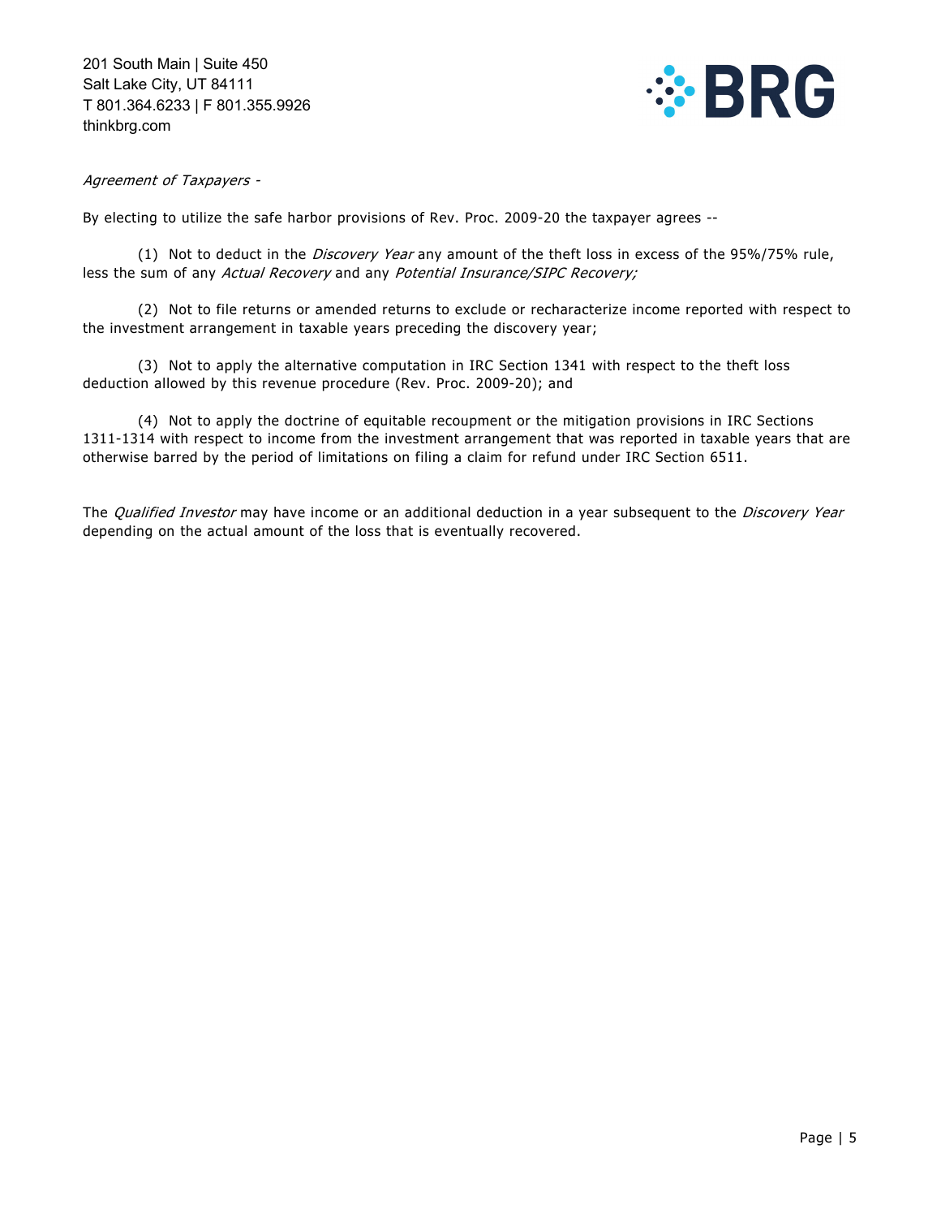*Agreement of Taxpayers* -

By electing to utilize the safe harbor provisions of Rev. Proc. 2009-20 the taxpayer agrees --

(1) Not to deduct in the *Discovery Year* any amount of the theft loss in excess of the 95%/75% rule, less the sum of any *Actual Recovery* and any *Potential Insurance/SIPC Recovery;*

(2) Not to file returns or amended returns to exclude or recharacterize income reported with respect to the investment arrangement in taxable years preceding the discovery year;

(3) Not to apply the alternative computation in IRC Section 1341 with respect to the theft loss deduction allowed by this revenue procedure (Rev. Proc. 2009-20); and

(4) Not to apply the doctrine of equitable recoupment or the mitigation provisions in IRC Sections 1311-1314 with respect to income from the investment arrangement that was reported in taxable years that are otherwise barred by the period of limitations on filing a claim for refund under IRC Section 6511.

The *Qualified Investor* may have income or an additional deduction in a year subsequent to the *Discovery Year* depending on the actual amount of the loss that is eventually recovered.